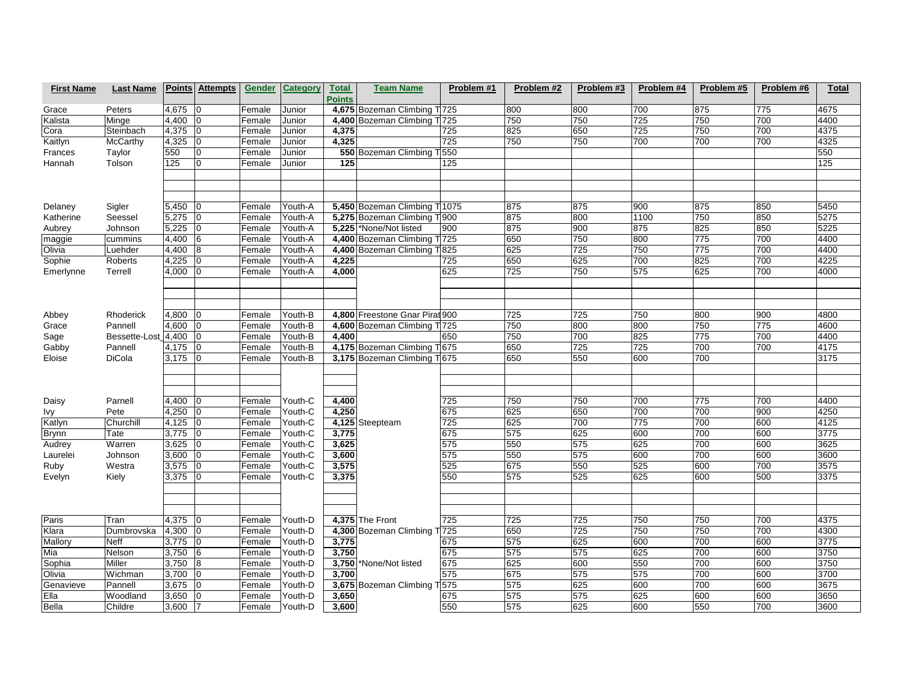| First Name | Last Name | Points | Attempts | Gender | Category | Total Points | Team Name | Problem #1 | Problem #2 | Problem #3 | Problem #4 | Problem #5 | Problem #6 | Total |
|---|---|---|---|---|---|---|---|---|---|---|---|---|---|---|
| Grace | Peters | 4,675 | 0 | Female | Junior | 4,675 | Bozeman Climbing T | 725 | 800 | 800 | 700 | 875 | 775 | 4675 |
| Kalista | Minge | 4,400 | 0 | Female | Junior | 4,400 | Bozeman Climbing T | 725 | 750 | 750 | 725 | 750 | 700 | 4400 |
| Cora | Steinbach | 4,375 | 0 | Female | Junior | 4,375 | | 725 | 825 | 650 | 725 | 750 | 700 | 4375 |
| Kaitlyn | McCarthy | 4,325 | 0 | Female | Junior | 4,325 | | 725 | 750 | 750 | 700 | 700 | 700 | 4325 |
| Frances | Taylor | 550 | 0 | Female | Junior | 550 | Bozeman Climbing T | 550 | | | | | | 550 |
| Hannah | Tolson | 125 | 0 | Female | Junior | 125 | | 125 | | | | | | 125 |
| | | | | | | | | | | | | | | |
| Delaney | Sigler | 5,450 | 0 | Female | Youth-A | 5,450 | Bozeman Climbing T | 1075 | 875 | 875 | 900 | 875 | 850 | 5450 |
| Katherine | Seessel | 5,275 | 0 | Female | Youth-A | 5,275 | Bozeman Climbing T | 900 | 875 | 800 | 1100 | 750 | 850 | 5275 |
| Aubrey | Johnson | 5,225 | 0 | Female | Youth-A | 5,225 | *None/Not listed | 900 | 875 | 900 | 875 | 825 | 850 | 5225 |
| maggie | cummins | 4,400 | 6 | Female | Youth-A | 4,400 | Bozeman Climbing T | 725 | 650 | 750 | 800 | 775 | 700 | 4400 |
| Olivia | Luehder | 4,400 | 8 | Female | Youth-A | 4,400 | Bozeman Climbing T | 825 | 625 | 725 | 750 | 775 | 700 | 4400 |
| Sophie | Roberts | 4,225 | 0 | Female | Youth-A | 4,225 | | 725 | 650 | 625 | 700 | 825 | 700 | 4225 |
| Emerlynne | Terrell | 4,000 | 0 | Female | Youth-A | 4,000 | | 625 | 725 | 750 | 575 | 625 | 700 | 4000 |
| | | | | | | | | | | | | | | |
| Abbey | Rhoderick | 4,800 | 0 | Female | Youth-B | 4,800 | Freestone Gnar Pirat | 900 | 725 | 725 | 750 | 800 | 900 | 4800 |
| Grace | Pannell | 4,600 | 0 | Female | Youth-B | 4,600 | Bozeman Climbing T | 725 | 750 | 800 | 800 | 750 | 775 | 4600 |
| Sage | Bessette-Lost | 4,400 | 0 | Female | Youth-B | 4,400 | | 650 | 750 | 700 | 825 | 775 | 700 | 4400 |
| Gabby | Pannell | 4,175 | 0 | Female | Youth-B | 4,175 | Bozeman Climbing T | 675 | 650 | 725 | 725 | 700 | 700 | 4175 |
| Eloise | DiCola | 3,175 | 0 | Female | Youth-B | 3,175 | Bozeman Climbing T | 675 | 650 | 550 | 600 | 700 | | 3175 |
| | | | | | | | | | | | | | | |
| Daisy | Parnell | 4,400 | 0 | Female | Youth-C | 4,400 | | 725 | 750 | 750 | 700 | 775 | 700 | 4400 |
| Ivy | Pete | 4,250 | 0 | Female | Youth-C | 4,250 | | 675 | 625 | 650 | 700 | 700 | 900 | 4250 |
| Katlyn | Churchill | 4,125 | 0 | Female | Youth-C | 4,125 | Steepteam | 725 | 625 | 700 | 775 | 700 | 600 | 4125 |
| Brynn | Tate | 3,775 | 0 | Female | Youth-C | 3,775 | | 675 | 575 | 625 | 600 | 700 | 600 | 3775 |
| Audrey | Warren | 3,625 | 0 | Female | Youth-C | 3,625 | | 575 | 550 | 575 | 625 | 700 | 600 | 3625 |
| Laurelei | Johnson | 3,600 | 0 | Female | Youth-C | 3,600 | | 575 | 550 | 575 | 600 | 700 | 600 | 3600 |
| Ruby | Westra | 3,575 | 0 | Female | Youth-C | 3,575 | | 525 | 675 | 550 | 525 | 600 | 700 | 3575 |
| Evelyn | Kiely | 3,375 | 0 | Female | Youth-C | 3,375 | | 550 | 575 | 525 | 625 | 600 | 500 | 3375 |
| | | | | | | | | | | | | | | |
| Paris | Tran | 4,375 | 0 | Female | Youth-D | 4,375 | The Front | 725 | 725 | 725 | 750 | 750 | 700 | 4375 |
| Klara | Dumbrovska | 4,300 | 0 | Female | Youth-D | 4,300 | Bozeman Climbing T | 725 | 650 | 725 | 750 | 750 | 700 | 4300 |
| Mallory | Neff | 3,775 | 0 | Female | Youth-D | 3,775 | | 675 | 575 | 625 | 600 | 700 | 600 | 3775 |
| Mia | Nelson | 3,750 | 6 | Female | Youth-D | 3,750 | | 675 | 575 | 575 | 625 | 700 | 600 | 3750 |
| Sophia | Miller | 3,750 | 8 | Female | Youth-D | 3,750 | *None/Not listed | 675 | 625 | 600 | 550 | 700 | 600 | 3750 |
| Olivia | Wichman | 3,700 | 0 | Female | Youth-D | 3,700 | | 575 | 675 | 575 | 575 | 700 | 600 | 3700 |
| Genavieve | Pannell | 3,675 | 0 | Female | Youth-D | 3,675 | Bozeman Climbing T | 575 | 575 | 625 | 600 | 700 | 600 | 3675 |
| Ella | Woodland | 3,650 | 0 | Female | Youth-D | 3,650 | | 675 | 575 | 575 | 625 | 600 | 600 | 3650 |
| Bella | Childre | 3,600 | 7 | Female | Youth-D | 3,600 | | 550 | 575 | 625 | 600 | 550 | 700 | 3600 |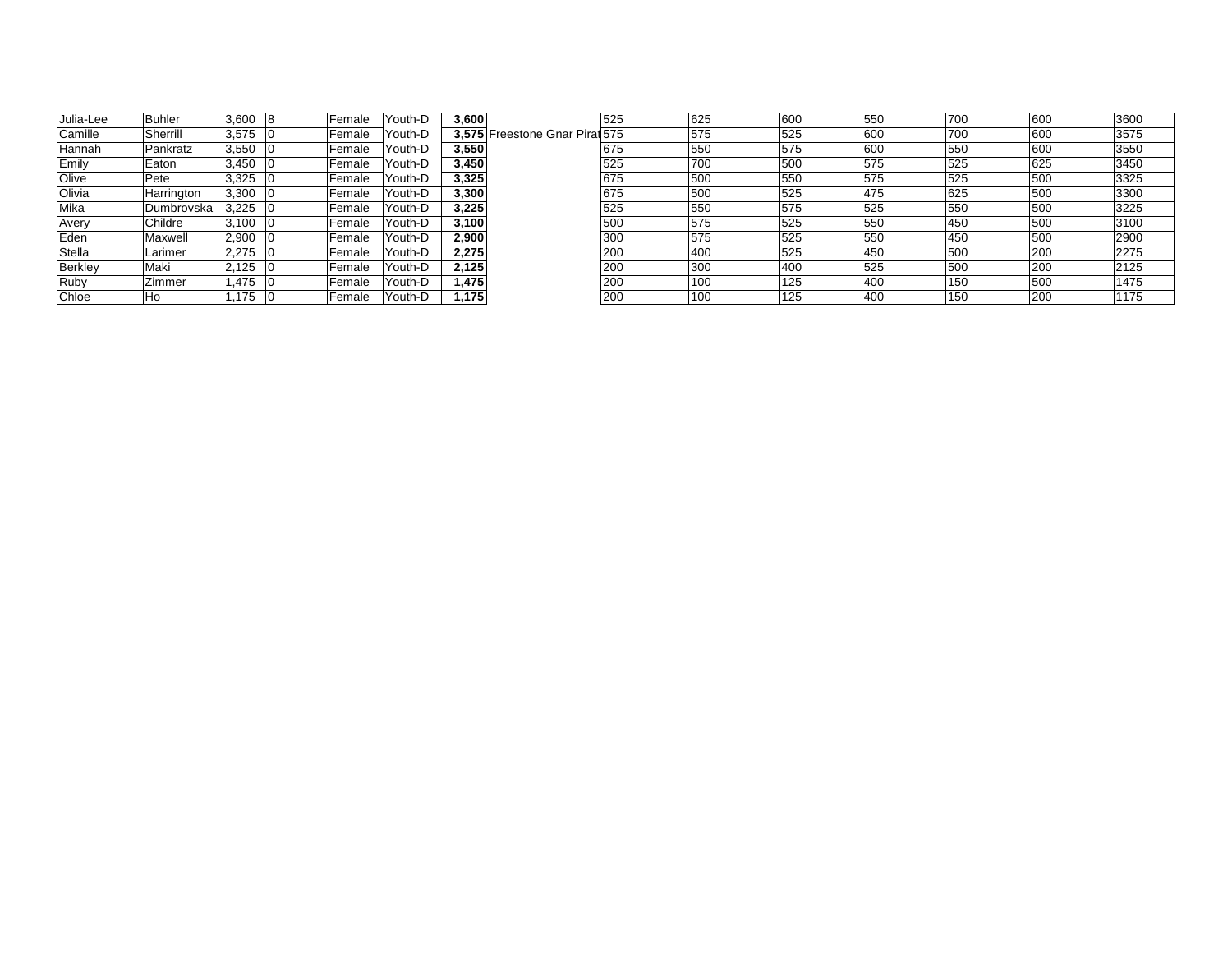| | | | | | | | | | | | | | | | |
|---|---|---|---|---|---|---|---|---|---|---|---|---|---|---|---|
| Julia-Lee | Buhler | 3,600 | 8 | Female | Youth-D | **3,600** | | 525 | 625 | 600 | 550 | 700 | 600 | 3600 |
| Camille | Sherrill | 3,575 | 0 | Female | Youth-D | **3,575** | Freestone Gnar Pirat | 575 | 575 | 525 | 600 | 700 | 600 | 3575 |
| Hannah | Pankratz | 3,550 | 0 | Female | Youth-D | **3,550** | | 675 | 550 | 575 | 600 | 550 | 600 | 3550 |
| Emily | Eaton | 3,450 | 0 | Female | Youth-D | **3,450** | | 525 | 700 | 500 | 575 | 525 | 625 | 3450 |
| Olive | Pete | 3,325 | 0 | Female | Youth-D | **3,325** | | 675 | 500 | 550 | 575 | 525 | 500 | 3325 |
| Olivia | Harrington | 3,300 | 0 | Female | Youth-D | **3,300** | | 675 | 500 | 525 | 475 | 625 | 500 | 3300 |
| Mika | Dumbrovska | 3,225 | 0 | Female | Youth-D | **3,225** | | 525 | 550 | 575 | 525 | 550 | 500 | 3225 |
| Avery | Childre | 3,100 | 0 | Female | Youth-D | **3,100** | | 500 | 575 | 525 | 550 | 450 | 500 | 3100 |
| Eden | Maxwell | 2,900 | 0 | Female | Youth-D | **2,900** | | 300 | 575 | 525 | 550 | 450 | 500 | 2900 |
| Stella | Larimer | 2,275 | 0 | Female | Youth-D | **2,275** | | 200 | 400 | 525 | 450 | 500 | 200 | 2275 |
| Berkley | Maki | 2,125 | 0 | Female | Youth-D | **2,125** | | 200 | 300 | 400 | 525 | 500 | 200 | 2125 |
| Ruby | Zimmer | 1,475 | 0 | Female | Youth-D | **1,475** | | 200 | 100 | 125 | 400 | 150 | 500 | 1475 |
| Chloe | Ho | 1,175 | 0 | Female | Youth-D | **1,175** | | 200 | 100 | 125 | 400 | 150 | 200 | 1175 |